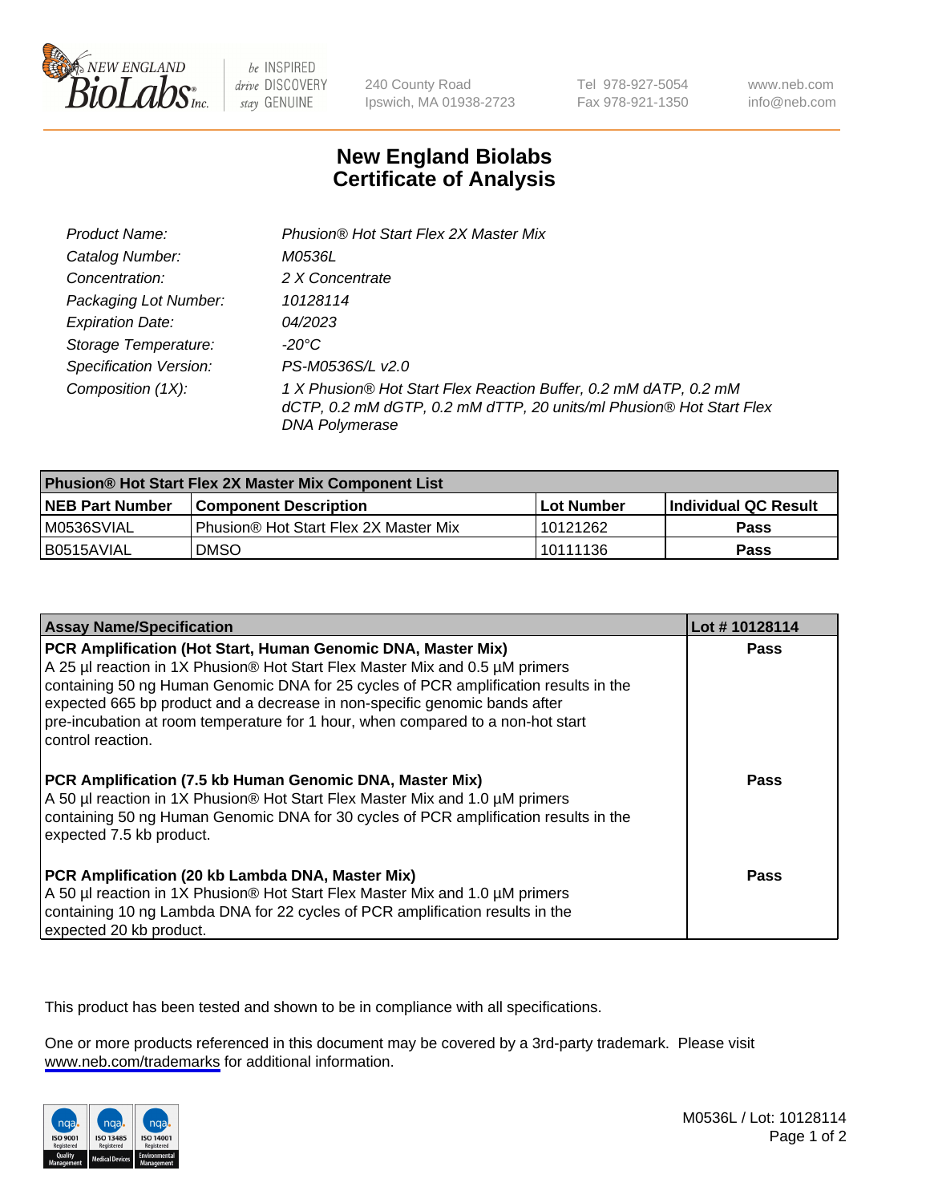# New England Biolabs Certificate of Analysis

| | |
|---|---|
| Product Name: | *Phusion® Hot Start Flex 2X Master Mix* |
| Catalog Number: | *M0536L* |
| Concentration: | *2 X Concentrate* |
| Packaging Lot Number: | *10128114* |
| Expiration Date: | *04/2023* |
| Storage Temperature: | *-20°C* |
| Specification Version: | *PS-M0536S/L v2.0* |
| Composition (1X): | *1 X Phusion® Hot Start Flex Reaction Buffer, 0.2 mM dATP, 0.2 mM dCTP, 0.2 mM dGTP, 0.2 mM dTTP, 20 units/ml Phusion® Hot Start Flex DNA Polymerase* |

| Phusion® Hot Start Flex 2X Master Mix Component List | | | |
|---|---|---|---|
| **NEB Part Number** | **Component Description** | **Lot Number** | **Individual QC Result** |
| M0536SVIAL | Phusion® Hot Start Flex 2X Master Mix | 10121262 | **Pass** |
| B0515AVIAL | DMSO | 10111136 | **Pass** |

| Assay Name/Specification | Lot # 10128114 |
|---|---|
| **PCR Amplification (Hot Start, Human Genomic DNA, Master Mix)** A 25 µl reaction in 1X Phusion® Hot Start Flex Master Mix and 0.5 µM primers containing 50 ng Human Genomic DNA for 25 cycles of PCR amplification results in the expected 665 bp product and a decrease in non-specific genomic bands after pre-incubation at room temperature for 1 hour, when compared to a non-hot start control reaction. | **Pass** |
| **PCR Amplification (7.5 kb Human Genomic DNA, Master Mix)** A 50 µl reaction in 1X Phusion® Hot Start Flex Master Mix and 1.0 µM primers containing 50 ng Human Genomic DNA for 30 cycles of PCR amplification results in the expected 7.5 kb product. | **Pass** |
| **PCR Amplification (20 kb Lambda DNA, Master Mix)** A 50 µl reaction in 1X Phusion® Hot Start Flex Master Mix and 1.0 µM primers containing 10 ng Lambda DNA for 22 cycles of PCR amplification results in the expected 20 kb product. | **Pass** |

This product has been tested and shown to be in compliance with all specifications.

One or more products referenced in this document may be covered by a 3rd-party trademark. Please visit www.neb.com/trademarks for additional information.

M0536L / Lot: 10128114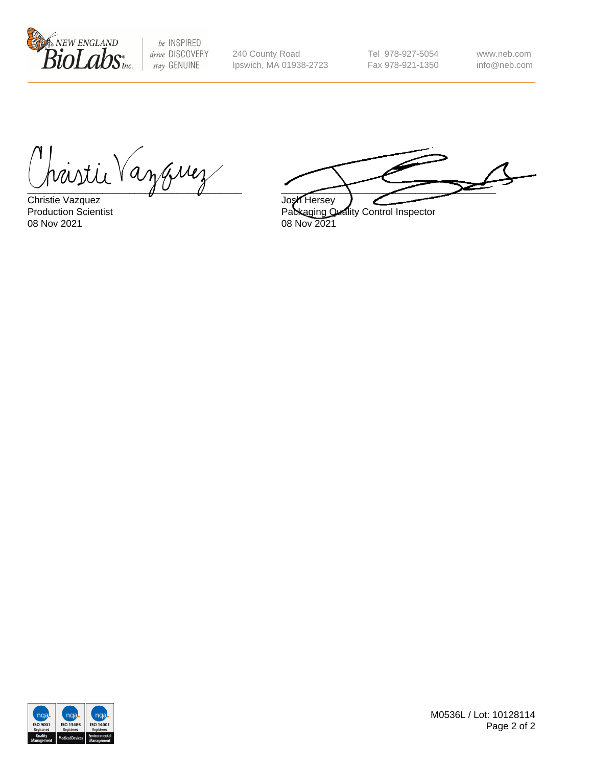Christie Vazquez
Production Scientist
08 Nov 2021

Josh Hersey
Packaging Quality Control Inspector
08 Nov 2021

M0536L / Lot: 10128114